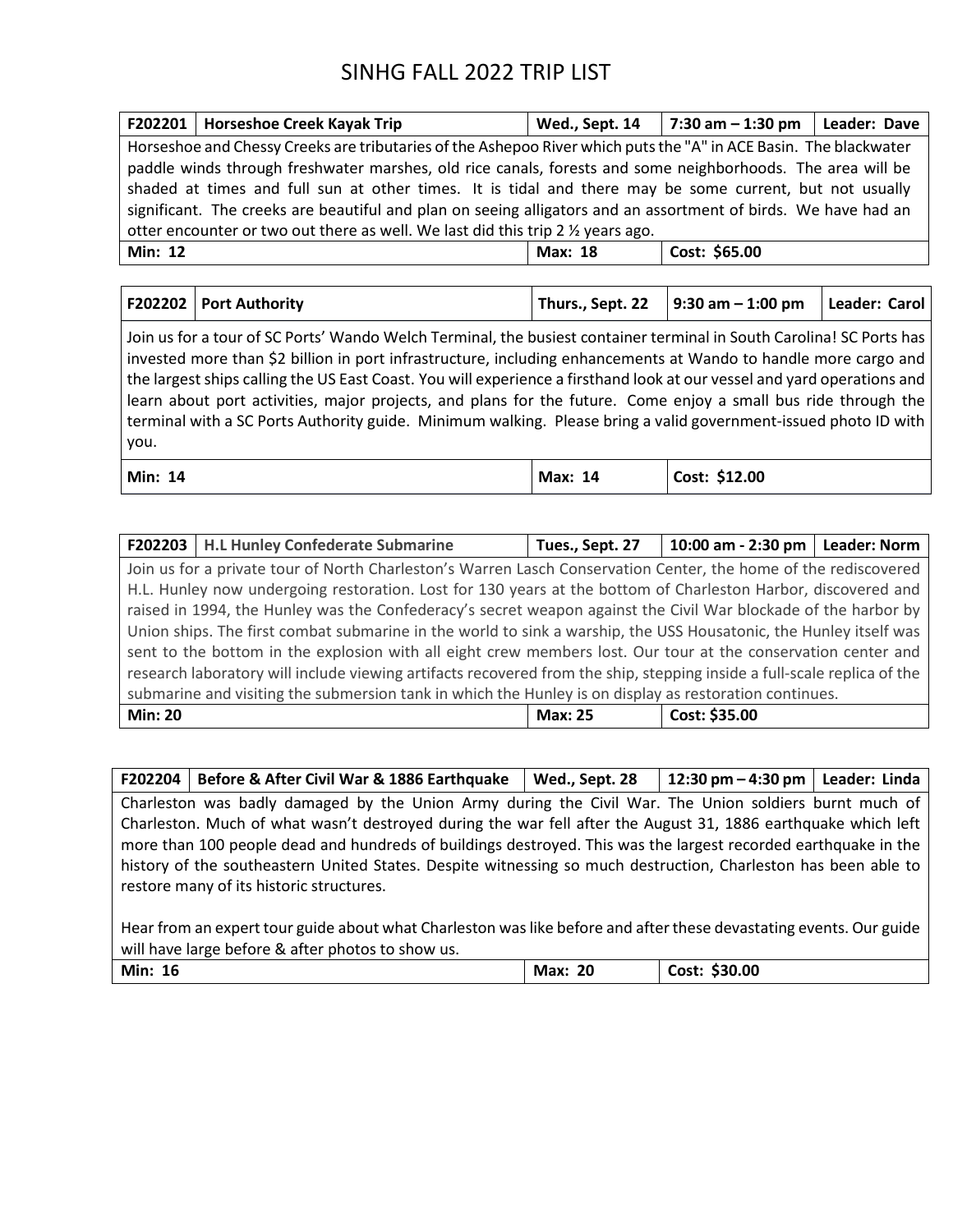# SINHG FALL 2022 TRIP LIST

| F202201 | Horseshoe Creek Kayak Trip | Wed., Sept. 14 | 7:30 am – 1:30 pm | Leader: Dave |
|---|---|---|---|---|
| Horseshoe and Chessy Creeks are tributaries of the Ashepoo River which puts the "A" in ACE Basin. The blackwater paddle winds through freshwater marshes, old rice canals, forests and some neighborhoods. The area will be shaded at times and full sun at other times. It is tidal and there may be some current, but not usually significant. The creeks are beautiful and plan on seeing alligators and an assortment of birds. We have had an otter encounter or two out there as well. We last did this trip 2 ½ years ago. | | | | |
| Min: 12 | | Max: 18 | Cost: $65.00 | |

| F202202 | Port Authority | Thurs., Sept. 22 | 9:30 am – 1:00 pm | Leader: Carol |
|---|---|---|---|---|
| Join us for a tour of SC Ports' Wando Welch Terminal, the busiest container terminal in South Carolina! SC Ports has invested more than $2 billion in port infrastructure, including enhancements at Wando to handle more cargo and the largest ships calling the US East Coast. You will experience a firsthand look at our vessel and yard operations and learn about port activities, major projects, and plans for the future. Come enjoy a small bus ride through the terminal with a SC Ports Authority guide. Minimum walking. Please bring a valid government-issued photo ID with you. | | | | |
| Min: 14 | | Max: 14 | Cost: $12.00 | |

| F202203 | H.L Hunley Confederate Submarine | Tues., Sept. 27 | 10:00 am - 2:30 pm | Leader: Norm |
|---|---|---|---|---|
| Join us for a private tour of North Charleston's Warren Lasch Conservation Center, the home of the rediscovered H.L. Hunley now undergoing restoration. Lost for 130 years at the bottom of Charleston Harbor, discovered and raised in 1994, the Hunley was the Confederacy's secret weapon against the Civil War blockade of the harbor by Union ships. The first combat submarine in the world to sink a warship, the USS Housatonic, the Hunley itself was sent to the bottom in the explosion with all eight crew members lost. Our tour at the conservation center and research laboratory will include viewing artifacts recovered from the ship, stepping inside a full-scale replica of the submarine and visiting the submersion tank in which the Hunley is on display as restoration continues. | | | | |
| Min: 20 | | Max: 25 | Cost: $35.00 | |

| F202204 | Before & After Civil War & 1886 Earthquake | Wed., Sept. 28 | 12:30 pm – 4:30 pm | Leader: Linda |
|---|---|---|---|---|
| Charleston was badly damaged by the Union Army during the Civil War. The Union soldiers burnt much of Charleston. Much of what wasn't destroyed during the war fell after the August 31, 1886 earthquake which left more than 100 people dead and hundreds of buildings destroyed. This was the largest recorded earthquake in the history of the southeastern United States. Despite witnessing so much destruction, Charleston has been able to restore many of its historic structures.<br><br>Hear from an expert tour guide about what Charleston was like before and after these devastating events. Our guide will have large before & after photos to show us. | | | | |
| Min: 16 | | Max: 20 | Cost: $30.00 | |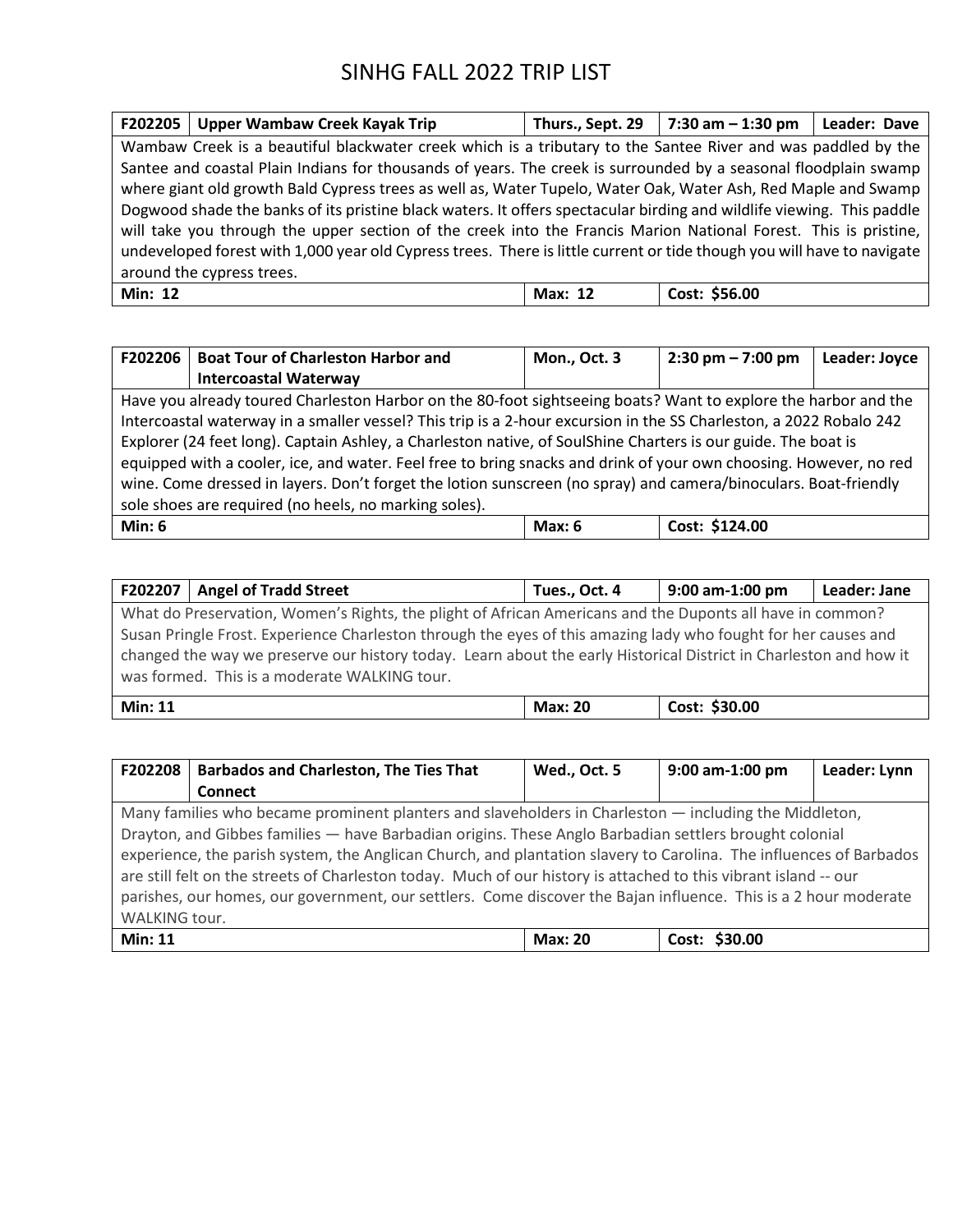# SINHG FALL 2022 TRIP LIST

| F202205 | Upper Wambaw Creek Kayak Trip | Thurs., Sept. 29 | 7:30 am – 1:30 pm | Leader: Dave |
|---|---|---|---|---|
| Wambaw Creek is a beautiful blackwater creek which is a tributary to the Santee River and was paddled by the Santee and coastal Plain Indians for thousands of years. The creek is surrounded by a seasonal floodplain swamp where giant old growth Bald Cypress trees as well as, Water Tupelo, Water Oak, Water Ash, Red Maple and Swamp Dogwood shade the banks of its pristine black waters. It offers spectacular birding and wildlife viewing. This paddle will take you through the upper section of the creek into the Francis Marion National Forest. This is pristine, undeveloped forest with 1,000 year old Cypress trees. There is little current or tide though you will have to navigate around the cypress trees. | | | | |
| Min: 12 | | Max: 12 | Cost: $56.00 | |

| F202206 | Boat Tour of Charleston Harbor and Intercoastal Waterway | Mon., Oct. 3 | 2:30 pm – 7:00 pm | Leader: Joyce |
|---|---|---|---|---|
| Have you already toured Charleston Harbor on the 80-foot sightseeing boats? Want to explore the harbor and the Intercoastal waterway in a smaller vessel? This trip is a 2-hour excursion in the SS Charleston, a 2022 Robalo 242 Explorer (24 feet long). Captain Ashley, a Charleston native, of SoulShine Charters is our guide. The boat is equipped with a cooler, ice, and water. Feel free to bring snacks and drink of your own choosing. However, no red wine. Come dressed in layers. Don't forget the lotion sunscreen (no spray) and camera/binoculars. Boat-friendly sole shoes are required (no heels, no marking soles). | | | | |
| Min: 6 | | Max: 6 | Cost: $124.00 | |

| F202207 | Angel of Tradd Street | Tues., Oct. 4 | 9:00 am-1:00 pm | Leader: Jane |
|---|---|---|---|---|
| What do Preservation, Women's Rights, the plight of African Americans and the Duponts all have in common? Susan Pringle Frost. Experience Charleston through the eyes of this amazing lady who fought for her causes and changed the way we preserve our history today. Learn about the early Historical District in Charleston and how it was formed. This is a moderate WALKING tour. | | | | |
| Min: 11 | | Max: 20 | Cost: $30.00 | |

| F202208 | Barbados and Charleston, The Ties That Connect | Wed., Oct. 5 | 9:00 am-1:00 pm | Leader: Lynn |
|---|---|---|---|---|
| Many families who became prominent planters and slaveholders in Charleston — including the Middleton, Drayton, and Gibbes families — have Barbadian origins. These Anglo Barbadian settlers brought colonial experience, the parish system, the Anglican Church, and plantation slavery to Carolina. The influences of Barbados are still felt on the streets of Charleston today. Much of our history is attached to this vibrant island -- our parishes, our homes, our government, our settlers. Come discover the Bajan influence. This is a 2 hour moderate WALKING tour. | | | | |
| Min: 11 | | Max: 20 | Cost: $30.00 | |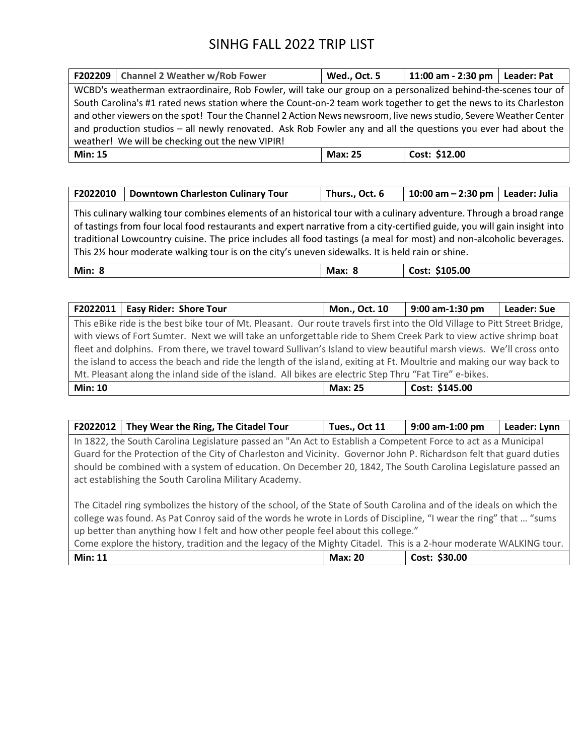# SINHG FALL 2022 TRIP LIST

| F202209 | Channel 2 Weather w/Rob Fower | Wed., Oct. 5 | 11:00 am - 2:30 pm | Leader: Pat |
|---|---|---|---|---|
| WCBD's weatherman extraordinaire, Rob Fowler, will take our group on a personalized behind-the-scenes tour of South Carolina's #1 rated news station where the Count-on-2 team work together to get the news to its Charleston and other viewers on the spot! Tour the Channel 2 Action News newsroom, live news studio, Severe Weather Center and production studios – all newly renovated. Ask Rob Fowler any and all the questions you ever had about the weather! We will be checking out the new VIPIR! | | | | |
| **Min: 15** | | **Max: 25** | **Cost: $12.00** | |

| F2022010 | Downtown Charleston Culinary Tour | Thurs., Oct. 6 | 10:00 am – 2:30 pm | Leader: Julia |
|---|---|---|---|---|
| This culinary walking tour combines elements of an historical tour with a culinary adventure. Through a broad range of tastings from four local food restaurants and expert narrative from a city-certified guide, you will gain insight into traditional Lowcountry cuisine. The price includes all food tastings (a meal for most) and non-alcoholic beverages. This 2½ hour moderate walking tour is on the city's uneven sidewalks. It is held rain or shine. | | | | |
| **Min: 8** | | **Max: 8** | **Cost: $105.00** | |

| F2022011 | Easy Rider: Shore Tour | Mon., Oct. 10 | 9:00 am-1:30 pm | Leader: Sue |
|---|---|---|---|---|
| This eBike ride is the best bike tour of Mt. Pleasant. Our route travels first into the Old Village to Pitt Street Bridge, with views of Fort Sumter. Next we will take an unforgettable ride to Shem Creek Park to view active shrimp boat fleet and dolphins. From there, we travel toward Sullivan's Island to view beautiful marsh views. We'll cross onto the island to access the beach and ride the length of the island, exiting at Ft. Moultrie and making our way back to Mt. Pleasant along the inland side of the island. All bikes are electric Step Thru "Fat Tire" e-bikes. | | | | |
| **Min: 10** | | **Max: 25** | **Cost: $145.00** | |

| F2022012 | They Wear the Ring, The Citadel Tour | Tues., Oct 11 | 9:00 am-1:00 pm | Leader: Lynn |
|---|---|---|---|---|
| In 1822, the South Carolina Legislature passed an "An Act to Establish a Competent Force to act as a Municipal Guard for the Protection of the City of Charleston and Vicinity. Governor John P. Richardson felt that guard duties should be combined with a system of education. On December 20, 1842, The South Carolina Legislature passed an act establishing the South Carolina Military Academy.<br><br>The Citadel ring symbolizes the history of the school, of the State of South Carolina and of the ideals on which the college was found. As Pat Conroy said of the words he wrote in Lords of Discipline, "I wear the ring" that … "sums up better than anything how I felt and how other people feel about this college."<br>Come explore the history, tradition and the legacy of the Mighty Citadel. This is a 2-hour moderate WALKING tour. | | | | |
| **Min: 11** | | **Max: 20** | **Cost: $30.00** | |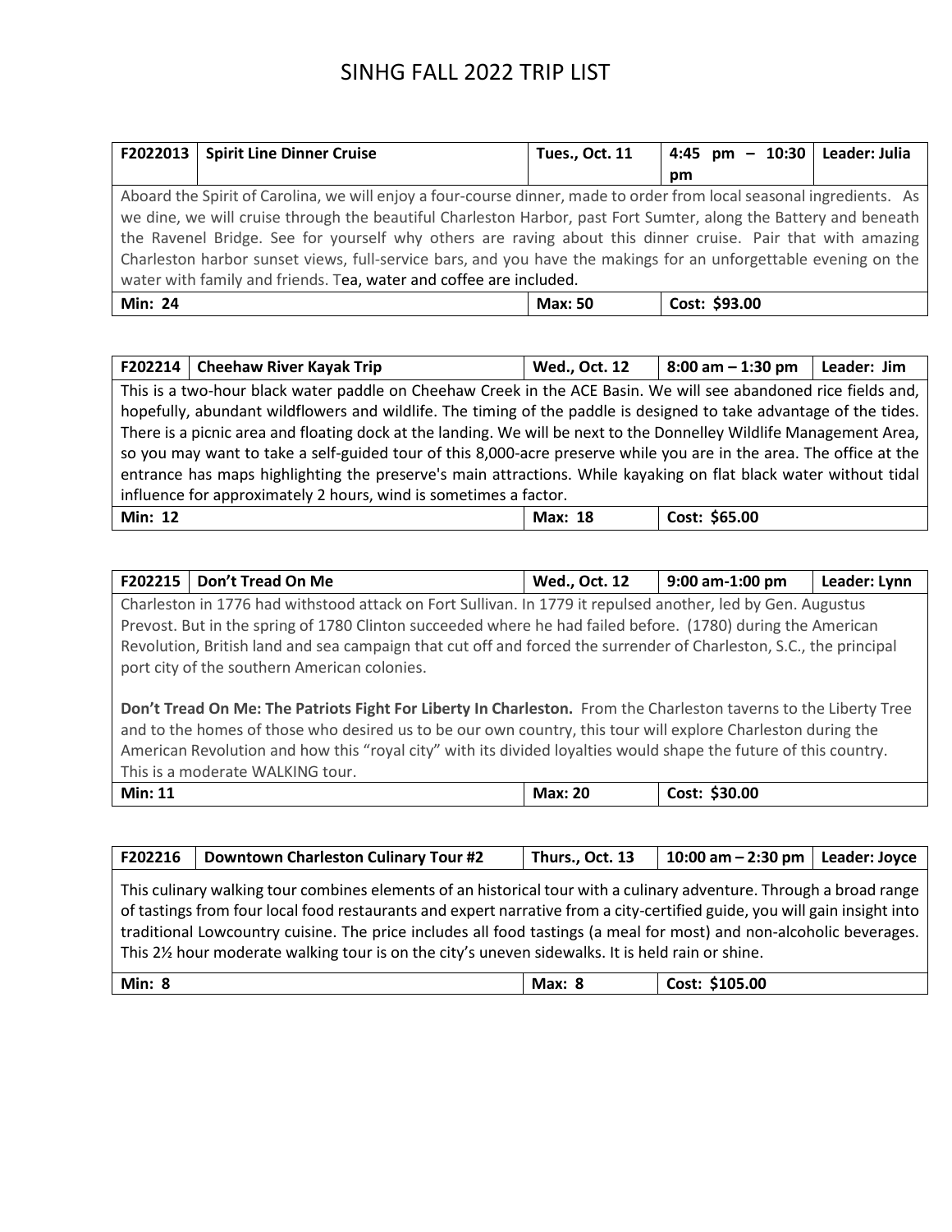# SINHG FALL 2022 TRIP LIST

| F2022013 | Spirit Line Dinner Cruise | Tues., Oct. 11 | 4:45 pm – 10:30 pm | Leader: Julia |
|---|---|---|---|---|
| Aboard the Spirit of Carolina, we will enjoy a four-course dinner, made to order from local seasonal ingredients. As we dine, we will cruise through the beautiful Charleston Harbor, past Fort Sumter, along the Battery and beneath the Ravenel Bridge. See for yourself why others are raving about this dinner cruise. Pair that with amazing Charleston harbor sunset views, full-service bars, and you have the makings for an unforgettable evening on the water with family and friends. Tea, water and coffee are included. | | | | |
| **Min: 24** | | **Max: 50** | **Cost: $93.00** | |

| F202214 | Cheehaw River Kayak Trip | Wed., Oct. 12 | 8:00 am – 1:30 pm | Leader: Jim |
|---|---|---|---|---|
| This is a two-hour black water paddle on Cheehaw Creek in the ACE Basin. We will see abandoned rice fields and, hopefully, abundant wildflowers and wildlife. The timing of the paddle is designed to take advantage of the tides. There is a picnic area and floating dock at the landing. We will be next to the Donnelley Wildlife Management Area, so you may want to take a self-guided tour of this 8,000-acre preserve while you are in the area. The office at the entrance has maps highlighting the preserve's main attractions. While kayaking on flat black water without tidal influence for approximately 2 hours, wind is sometimes a factor. | | | | |
| **Min: 12** | | **Max: 18** | **Cost: $65.00** | |

| F202215 | Don't Tread On Me | Wed., Oct. 12 | 9:00 am-1:00 pm | Leader: Lynn |
|---|---|---|---|---|
| Charleston in 1776 had withstood attack on Fort Sullivan. In 1779 it repulsed another, led by Gen. Augustus Prevost. But in the spring of 1780 Clinton succeeded where he had failed before. (1780) during the American Revolution, British land and sea campaign that cut off and forced the surrender of Charleston, S.C., the principal port city of the southern American colonies.<br><br>**Don't Tread On Me: The Patriots Fight For Liberty In Charleston.** From the Charleston taverns to the Liberty Tree and to the homes of those who desired us to be our own country, this tour will explore Charleston during the American Revolution and how this "royal city" with its divided loyalties would shape the future of this country. This is a moderate WALKING tour. | | | | |
| **Min: 11** | | **Max: 20** | **Cost: $30.00** | |

| F202216 | Downtown Charleston Culinary Tour #2 | Thurs., Oct. 13 | 10:00 am – 2:30 pm | Leader: Joyce |
|---|---|---|---|---|
| This culinary walking tour combines elements of an historical tour with a culinary adventure. Through a broad range of tastings from four local food restaurants and expert narrative from a city-certified guide, you will gain insight into traditional Lowcountry cuisine. The price includes all food tastings (a meal for most) and non-alcoholic beverages. This 2½ hour moderate walking tour is on the city's uneven sidewalks. It is held rain or shine. | | | | |
| **Min: 8** | | **Max: 8** | **Cost: $105.00** | |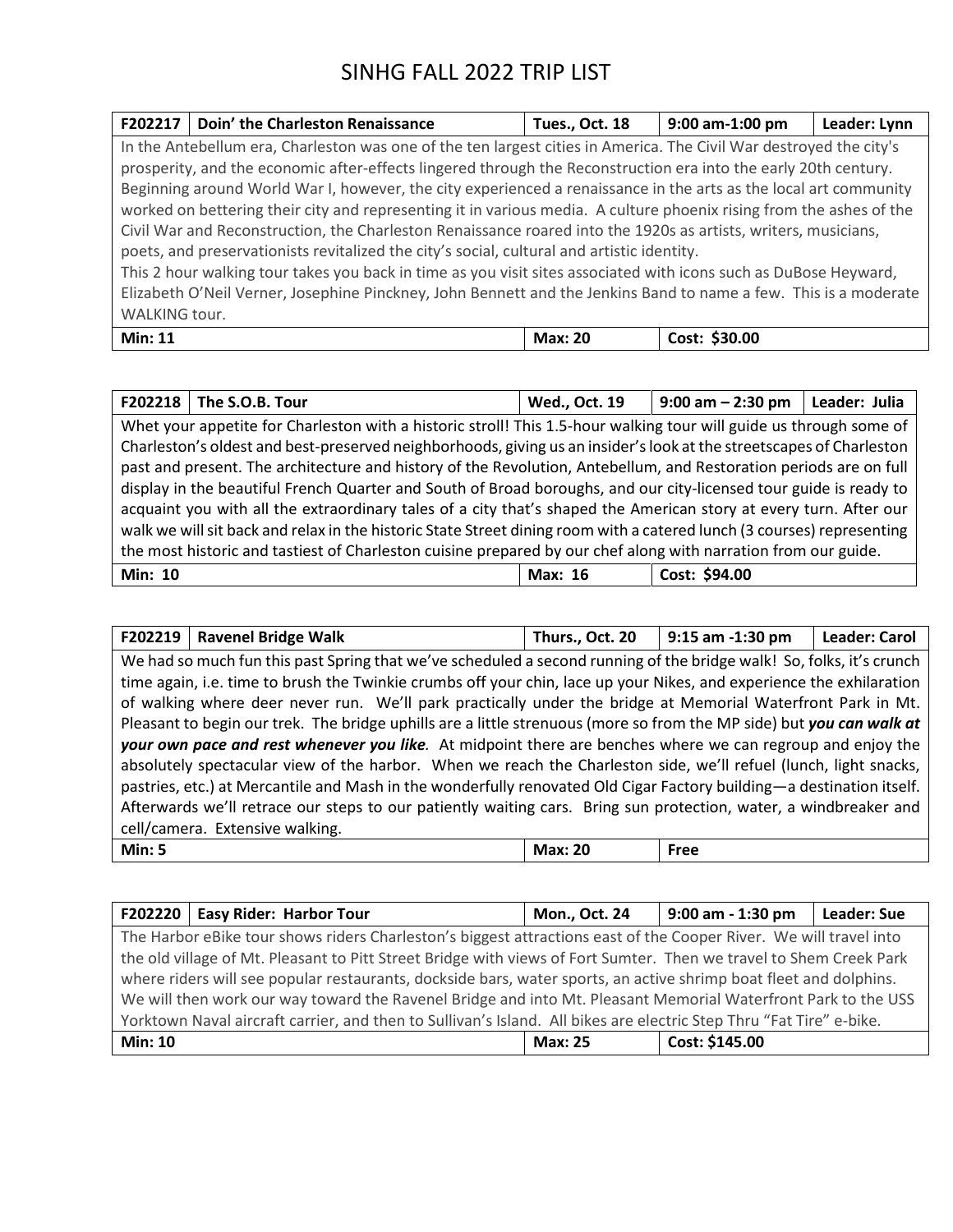# SINHG FALL 2022 TRIP LIST

| F202217 | Doin' the Charleston Renaissance | Tues., Oct. 18 | 9:00 am-1:00 pm | Leader: Lynn |
|---|---|---|---|---|
| In the Antebellum era, Charleston was one of the ten largest cities in America. The Civil War destroyed the city's prosperity, and the economic after-effects lingered through the Reconstruction era into the early 20th century. Beginning around World War I, however, the city experienced a renaissance in the arts as the local art community worked on bettering their city and representing it in various media. A culture phoenix rising from the ashes of the Civil War and Reconstruction, the Charleston Renaissance roared into the 1920s as artists, writers, musicians, poets, and preservationists revitalized the city's social, cultural and artistic identity. This 2 hour walking tour takes you back in time as you visit sites associated with icons such as DuBose Heyward, Elizabeth O'Neil Verner, Josephine Pinckney, John Bennett and the Jenkins Band to name a few. This is a moderate WALKING tour. | | | | |
| **Min: 11** | | **Max: 20** | **Cost: $30.00** | |

| F202218 | The S.O.B. Tour | Wed., Oct. 19 | 9:00 am – 2:30 pm | Leader: Julia |
|---|---|---|---|---|
| Whet your appetite for Charleston with a historic stroll! This 1.5-hour walking tour will guide us through some of Charleston's oldest and best-preserved neighborhoods, giving us an insider's look at the streetscapes of Charleston past and present. The architecture and history of the Revolution, Antebellum, and Restoration periods are on full display in the beautiful French Quarter and South of Broad boroughs, and our city-licensed tour guide is ready to acquaint you with all the extraordinary tales of a city that's shaped the American story at every turn. After our walk we will sit back and relax in the historic State Street dining room with a catered lunch (3 courses) representing the most historic and tastiest of Charleston cuisine prepared by our chef along with narration from our guide. | | | | |
| **Min: 10** | | **Max: 16** | **Cost: $94.00** | |

| F202219 | Ravenel Bridge Walk | Thurs., Oct. 20 | 9:15 am -1:30 pm | Leader: Carol |
|---|---|---|---|---|
| We had so much fun this past Spring that we've scheduled a second running of the bridge walk! So, folks, it's crunch time again, i.e. time to brush the Twinkie crumbs off your chin, lace up your Nikes, and experience the exhilaration of walking where deer never run. We'll park practically under the bridge at Memorial Waterfront Park in Mt. Pleasant to begin our trek. The bridge uphills are a little strenuous (more so from the MP side) but ***you can walk at your own pace and rest whenever you like.*** At midpoint there are benches where we can regroup and enjoy the absolutely spectacular view of the harbor. When we reach the Charleston side, we'll refuel (lunch, light snacks, pastries, etc.) at Mercantile and Mash in the wonderfully renovated Old Cigar Factory building—a destination itself. Afterwards we'll retrace our steps to our patiently waiting cars. Bring sun protection, water, a windbreaker and cell/camera. Extensive walking. | | | | |
| **Min: 5** | | **Max: 20** | **Free** | |

| F202220 | Easy Rider: Harbor Tour | Mon., Oct. 24 | 9:00 am - 1:30 pm | Leader: Sue |
|---|---|---|---|---|
| The Harbor eBike tour shows riders Charleston's biggest attractions east of the Cooper River. We will travel into the old village of Mt. Pleasant to Pitt Street Bridge with views of Fort Sumter. Then we travel to Shem Creek Park where riders will see popular restaurants, dockside bars, water sports, an active shrimp boat fleet and dolphins. We will then work our way toward the Ravenel Bridge and into Mt. Pleasant Memorial Waterfront Park to the USS Yorktown Naval aircraft carrier, and then to Sullivan's Island. All bikes are electric Step Thru "Fat Tire" e-bike. | | | | |
| **Min: 10** | | **Max: 25** | **Cost: $145.00** | |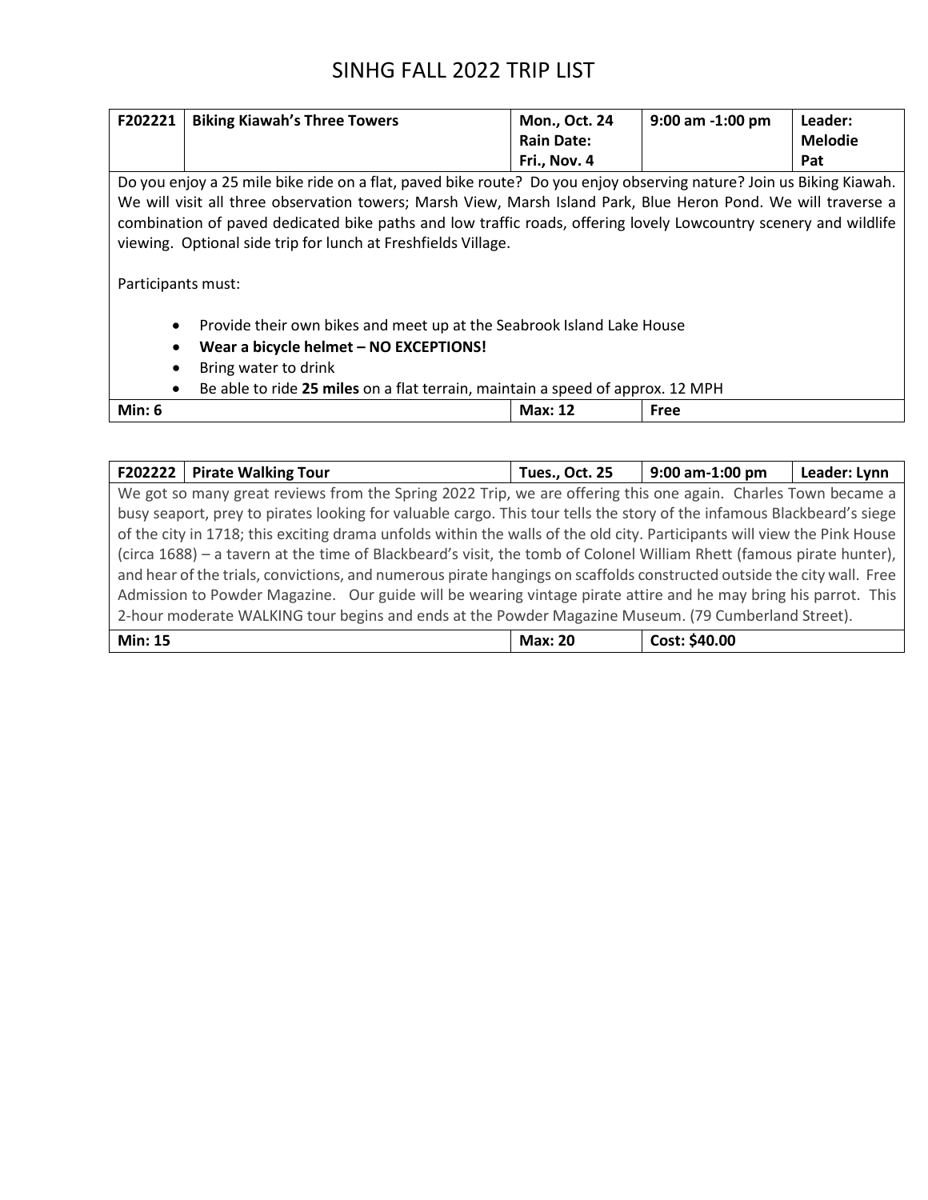# SINHG FALL 2022 TRIP LIST

| F202221 | Biking Kiawah's Three Towers | Mon., Oct. 24<br>Rain Date:<br>Fri., Nov. 4 | 9:00 am -1:00 pm | Leader:<br>Melodie<br>Pat |
|---|---|---|---|---|

Do you enjoy a 25 mile bike ride on a flat, paved bike route? Do you enjoy observing nature? Join us Biking Kiawah. We will visit all three observation towers; Marsh View, Marsh Island Park, Blue Heron Pond. We will traverse a combination of paved dedicated bike paths and low traffic roads, offering lovely Lowcountry scenery and wildlife viewing. Optional side trip for lunch at Freshfields Village.

Participants must:

- Provide their own bikes and meet up at the Seabrook Island Lake House
- **Wear a bicycle helmet – NO EXCEPTIONS!**
- Bring water to drink
- Be able to ride **25 miles** on a flat terrain, maintain a speed of approx. 12 MPH

| Min: 6 | Max: 12 | Free |
|---|---|---|

| F202222 | Pirate Walking Tour | Tues., Oct. 25 | 9:00 am-1:00 pm | Leader: Lynn |
|---|---|---|---|---|

We got so many great reviews from the Spring 2022 Trip, we are offering this one again. Charles Town became a busy seaport, prey to pirates looking for valuable cargo. This tour tells the story of the infamous Blackbeard's siege of the city in 1718; this exciting drama unfolds within the walls of the old city. Participants will view the Pink House (circa 1688) – a tavern at the time of Blackbeard's visit, the tomb of Colonel William Rhett (famous pirate hunter), and hear of the trials, convictions, and numerous pirate hangings on scaffolds constructed outside the city wall. Free Admission to Powder Magazine. Our guide will be wearing vintage pirate attire and he may bring his parrot. This 2-hour moderate WALKING tour begins and ends at the Powder Magazine Museum. (79 Cumberland Street).

| Min: 15 | Max: 20 | Cost: $40.00 |
|---|---|---|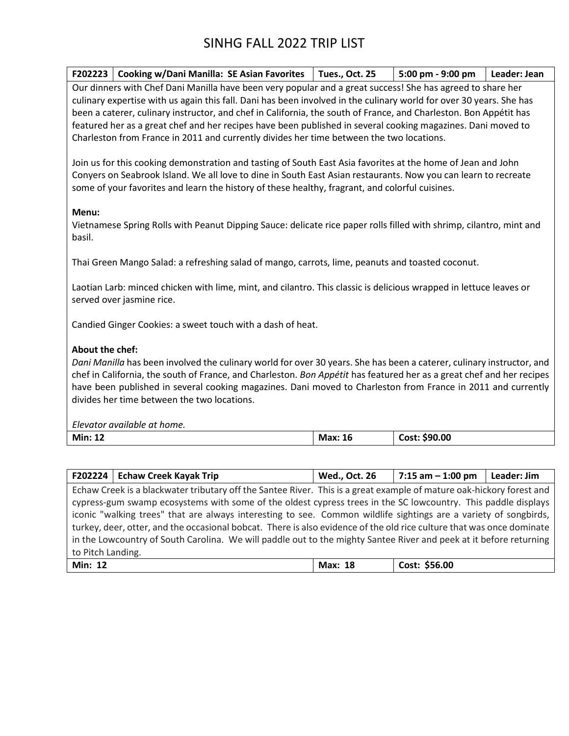# SINHG FALL 2022 TRIP LIST

| F202223 | Cooking w/Dani Manilla: SE Asian Favorites | Tues., Oct. 25 | 5:00 pm - 9:00 pm | Leader: Jean |
|---|---|---|---|---|

Our dinners with Chef Dani Manilla have been very popular and a great success! She has agreed to share her culinary expertise with us again this fall. Dani has been involved in the culinary world for over 30 years. She has been a caterer, culinary instructor, and chef in California, the south of France, and Charleston. Bon Appétit has featured her as a great chef and her recipes have been published in several cooking magazines. Dani moved to Charleston from France in 2011 and currently divides her time between the two locations.

Join us for this cooking demonstration and tasting of South East Asia favorites at the home of Jean and John Conyers on Seabrook Island. We all love to dine in South East Asian restaurants. Now you can learn to recreate some of your favorites and learn the history of these healthy, fragrant, and colorful cuisines.

**Menu:**

Vietnamese Spring Rolls with Peanut Dipping Sauce: delicate rice paper rolls filled with shrimp, cilantro, mint and basil.

Thai Green Mango Salad: a refreshing salad of mango, carrots, lime, peanuts and toasted coconut.

Laotian Larb: minced chicken with lime, mint, and cilantro. This classic is delicious wrapped in lettuce leaves or served over jasmine rice.

Candied Ginger Cookies: a sweet touch with a dash of heat.

**About the chef:**

*Dani Manilla* has been involved the culinary world for over 30 years. She has been a caterer, culinary instructor, and chef in California, the south of France, and Charleston. *Bon Appétit* has featured her as a great chef and her recipes have been published in several cooking magazines. Dani moved to Charleston from France in 2011 and currently divides her time between the two locations.

*Elevator available at home.*

| Min: 12 | Max: 16 | Cost: $90.00 |
|---|---|---|

| F202224 | Echaw Creek Kayak Trip | Wed., Oct. 26 | 7:15 am – 1:00 pm | Leader: Jim |
|---|---|---|---|---|

Echaw Creek is a blackwater tributary off the Santee River. This is a great example of mature oak-hickory forest and cypress-gum swamp ecosystems with some of the oldest cypress trees in the SC lowcountry. This paddle displays iconic "walking trees" that are always interesting to see. Common wildlife sightings are a variety of songbirds, turkey, deer, otter, and the occasional bobcat. There is also evidence of the old rice culture that was once dominate in the Lowcountry of South Carolina. We will paddle out to the mighty Santee River and peek at it before returning to Pitch Landing.

| Min: 12 | Max: 18 | Cost: $56.00 |
|---|---|---|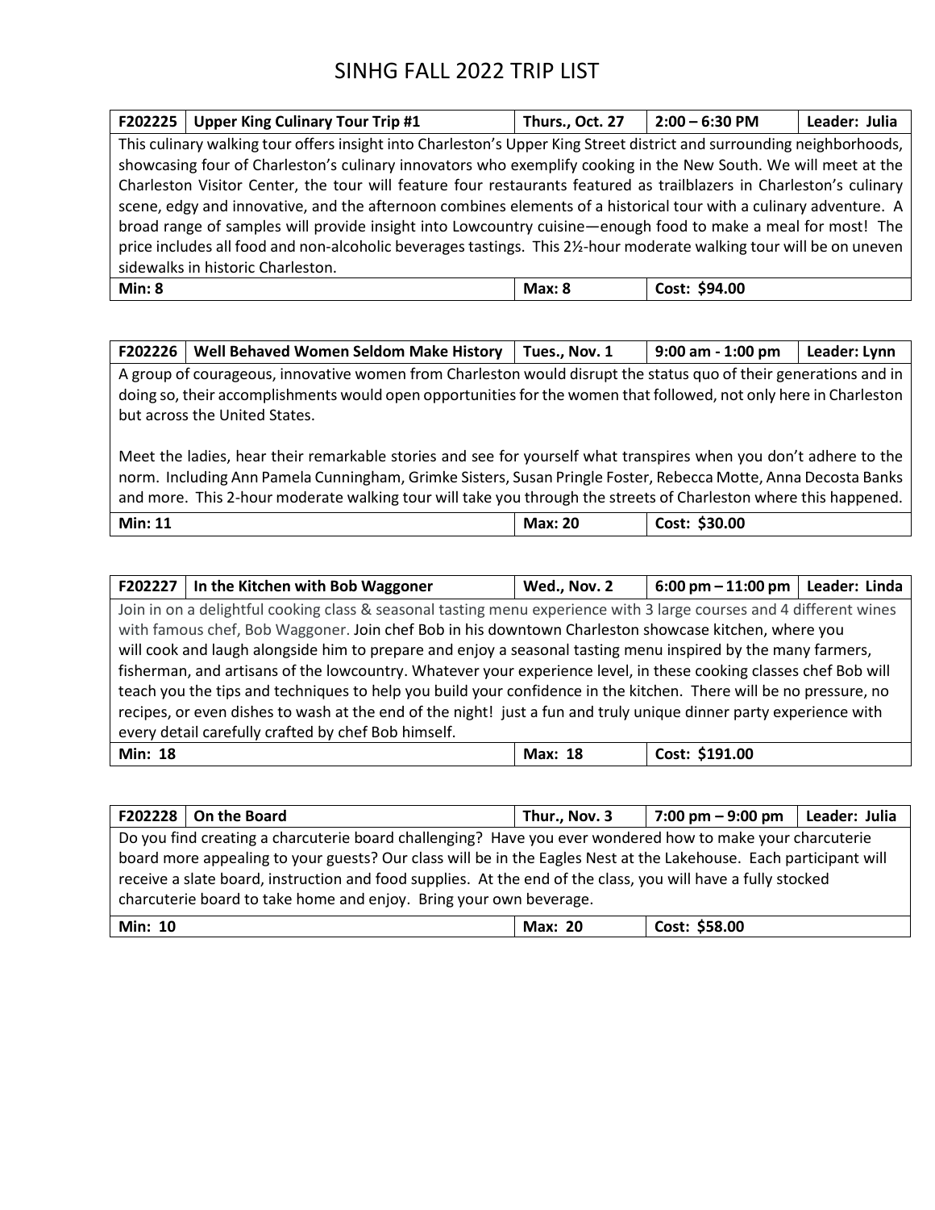# SINHG FALL 2022 TRIP LIST

| F202225 | Upper King Culinary Tour Trip #1 | Thurs., Oct. 27 | 2:00 – 6:30 PM | Leader: Julia |
|---|---|---|---|---|
| This culinary walking tour offers insight into Charleston's Upper King Street district and surrounding neighborhoods, showcasing four of Charleston's culinary innovators who exemplify cooking in the New South. We will meet at the Charleston Visitor Center, the tour will feature four restaurants featured as trailblazers in Charleston's culinary scene, edgy and innovative, and the afternoon combines elements of a historical tour with a culinary adventure. A broad range of samples will provide insight into Lowcountry cuisine—enough food to make a meal for most! The price includes all food and non-alcoholic beverages tastings. This 2½-hour moderate walking tour will be on uneven sidewalks in historic Charleston. | | | | |
| Min: 8 | | Max: 8 | Cost: $94.00 | |

| F202226 | Well Behaved Women Seldom Make History | Tues., Nov. 1 | 9:00 am - 1:00 pm | Leader: Lynn |
|---|---|---|---|---|
| A group of courageous, innovative women from Charleston would disrupt the status quo of their generations and in doing so, their accomplishments would open opportunities for the women that followed, not only here in Charleston but across the United States.<br><br>Meet the ladies, hear their remarkable stories and see for yourself what transpires when you don't adhere to the norm. Including Ann Pamela Cunningham, Grimke Sisters, Susan Pringle Foster, Rebecca Motte, Anna Decosta Banks and more. This 2-hour moderate walking tour will take you through the streets of Charleston where this happened. | | | | |
| Min: 11 | | Max: 20 | Cost: $30.00 | |

| F202227 | In the Kitchen with Bob Waggoner | Wed., Nov. 2 | 6:00 pm – 11:00 pm | Leader: Linda |
|---|---|---|---|---|
| Join in on a delightful cooking class & seasonal tasting menu experience with 3 large courses and 4 different wines with famous chef, Bob Waggoner. Join chef Bob in his downtown Charleston showcase kitchen, where you will cook and laugh alongside him to prepare and enjoy a seasonal tasting menu inspired by the many farmers, fisherman, and artisans of the lowcountry. Whatever your experience level, in these cooking classes chef Bob will teach you the tips and techniques to help you build your confidence in the kitchen. There will be no pressure, no recipes, or even dishes to wash at the end of the night! just a fun and truly unique dinner party experience with every detail carefully crafted by chef Bob himself. | | | | |
| Min: 18 | | Max: 18 | Cost: $191.00 | |

| F202228 | On the Board | Thur., Nov. 3 | 7:00 pm – 9:00 pm | Leader: Julia |
|---|---|---|---|---|
| Do you find creating a charcuterie board challenging? Have you ever wondered how to make your charcuterie board more appealing to your guests? Our class will be in the Eagles Nest at the Lakehouse. Each participant will receive a slate board, instruction and food supplies. At the end of the class, you will have a fully stocked charcuterie board to take home and enjoy. Bring your own beverage. | | | | |
| Min: 10 | | Max: 20 | Cost: $58.00 | |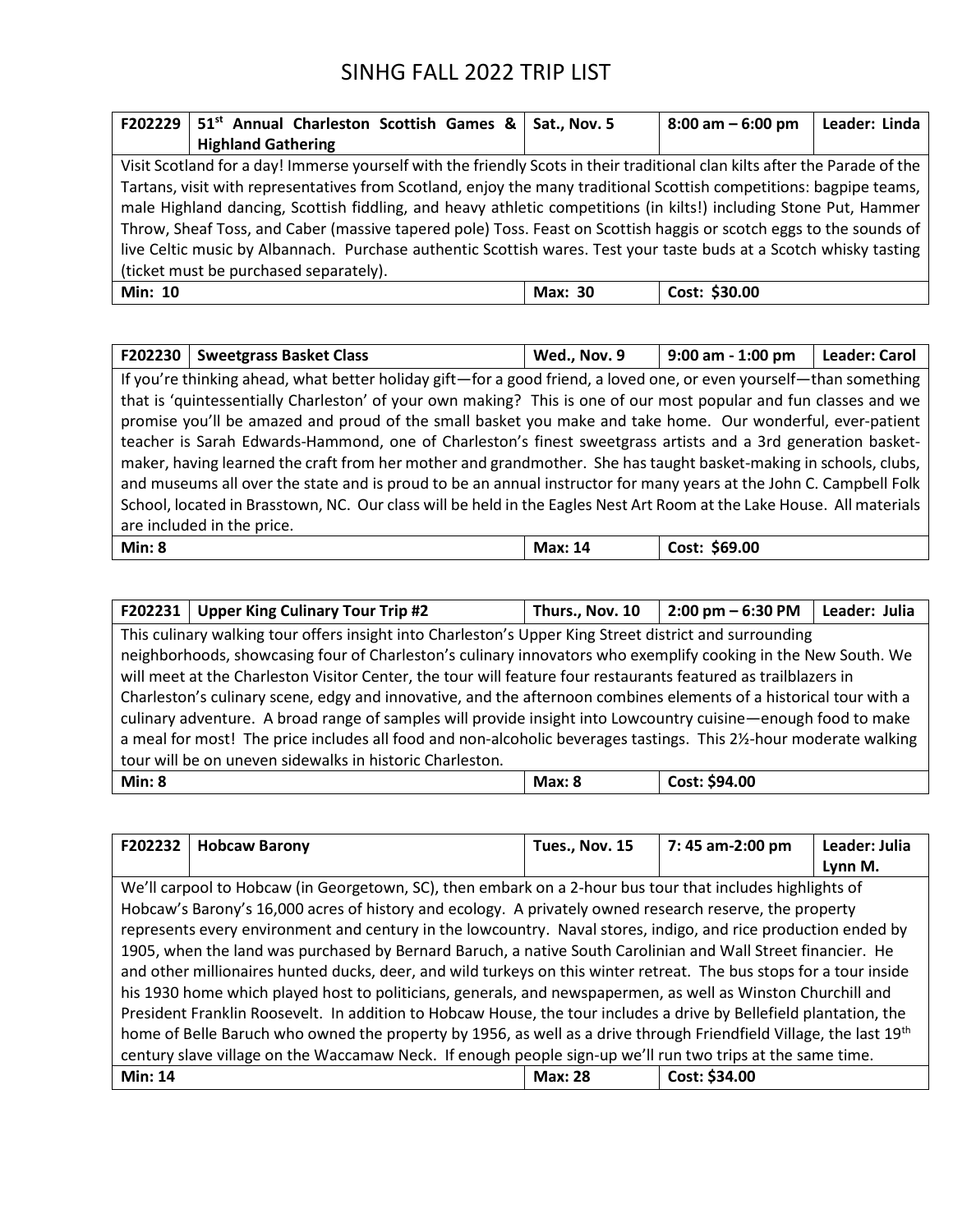# SINHG FALL 2022 TRIP LIST

| F202229 | 51st Annual Charleston Scottish Games & Highland Gathering | Sat., Nov. 5 | 8:00 am – 6:00 pm | Leader: Linda |
|---|---|---|---|---|
| Visit Scotland for a day! Immerse yourself with the friendly Scots in their traditional clan kilts after the Parade of the Tartans, visit with representatives from Scotland, enjoy the many traditional Scottish competitions: bagpipe teams, male Highland dancing, Scottish fiddling, and heavy athletic competitions (in kilts!) including Stone Put, Hammer Throw, Sheaf Toss, and Caber (massive tapered pole) Toss. Feast on Scottish haggis or scotch eggs to the sounds of live Celtic music by Albannach. Purchase authentic Scottish wares. Test your taste buds at a Scotch whisky tasting (ticket must be purchased separately). | | | | |
| Min: 10 | | Max: 30 | Cost: $30.00 | |

| F202230 | Sweetgrass Basket Class | Wed., Nov. 9 | 9:00 am - 1:00 pm | Leader: Carol |
|---|---|---|---|---|
| If you're thinking ahead, what better holiday gift—for a good friend, a loved one, or even yourself—than something that is 'quintessentially Charleston' of your own making? This is one of our most popular and fun classes and we promise you'll be amazed and proud of the small basket you make and take home. Our wonderful, ever-patient teacher is Sarah Edwards-Hammond, one of Charleston's finest sweetgrass artists and a 3rd generation basket-maker, having learned the craft from her mother and grandmother. She has taught basket-making in schools, clubs, and museums all over the state and is proud to be an annual instructor for many years at the John C. Campbell Folk School, located in Brasstown, NC. Our class will be held in the Eagles Nest Art Room at the Lake House. All materials are included in the price. | | | | |
| Min: 8 | | Max: 14 | Cost: $69.00 | |

| F202231 | Upper King Culinary Tour Trip #2 | Thurs., Nov. 10 | 2:00 pm – 6:30 PM | Leader: Julia |
|---|---|---|---|---|
| This culinary walking tour offers insight into Charleston's Upper King Street district and surrounding neighborhoods, showcasing four of Charleston's culinary innovators who exemplify cooking in the New South. We will meet at the Charleston Visitor Center, the tour will feature four restaurants featured as trailblazers in Charleston's culinary scene, edgy and innovative, and the afternoon combines elements of a historical tour with a culinary adventure. A broad range of samples will provide insight into Lowcountry cuisine—enough food to make a meal for most! The price includes all food and non-alcoholic beverages tastings. This 2½-hour moderate walking tour will be on uneven sidewalks in historic Charleston. | | | | |
| Min: 8 | | Max: 8 | Cost: $94.00 | |

| F202232 | Hobcaw Barony | Tues., Nov. 15 | 7: 45 am-2:00 pm | Leader: Julia Lynn M. |
|---|---|---|---|---|
| We'll carpool to Hobcaw (in Georgetown, SC), then embark on a 2-hour bus tour that includes highlights of Hobcaw's Barony's 16,000 acres of history and ecology. A privately owned research reserve, the property represents every environment and century in the lowcountry. Naval stores, indigo, and rice production ended by 1905, when the land was purchased by Bernard Baruch, a native South Carolinian and Wall Street financier. He and other millionaires hunted ducks, deer, and wild turkeys on this winter retreat. The bus stops for a tour inside his 1930 home which played host to politicians, generals, and newspapermen, as well as Winston Churchill and President Franklin Roosevelt. In addition to Hobcaw House, the tour includes a drive by Bellefield plantation, the home of Belle Baruch who owned the property by 1956, as well as a drive through Friendfield Village, the last 19th century slave village on the Waccamaw Neck. If enough people sign-up we'll run two trips at the same time. | | | | |
| Min: 14 | | Max: 28 | Cost: $34.00 | |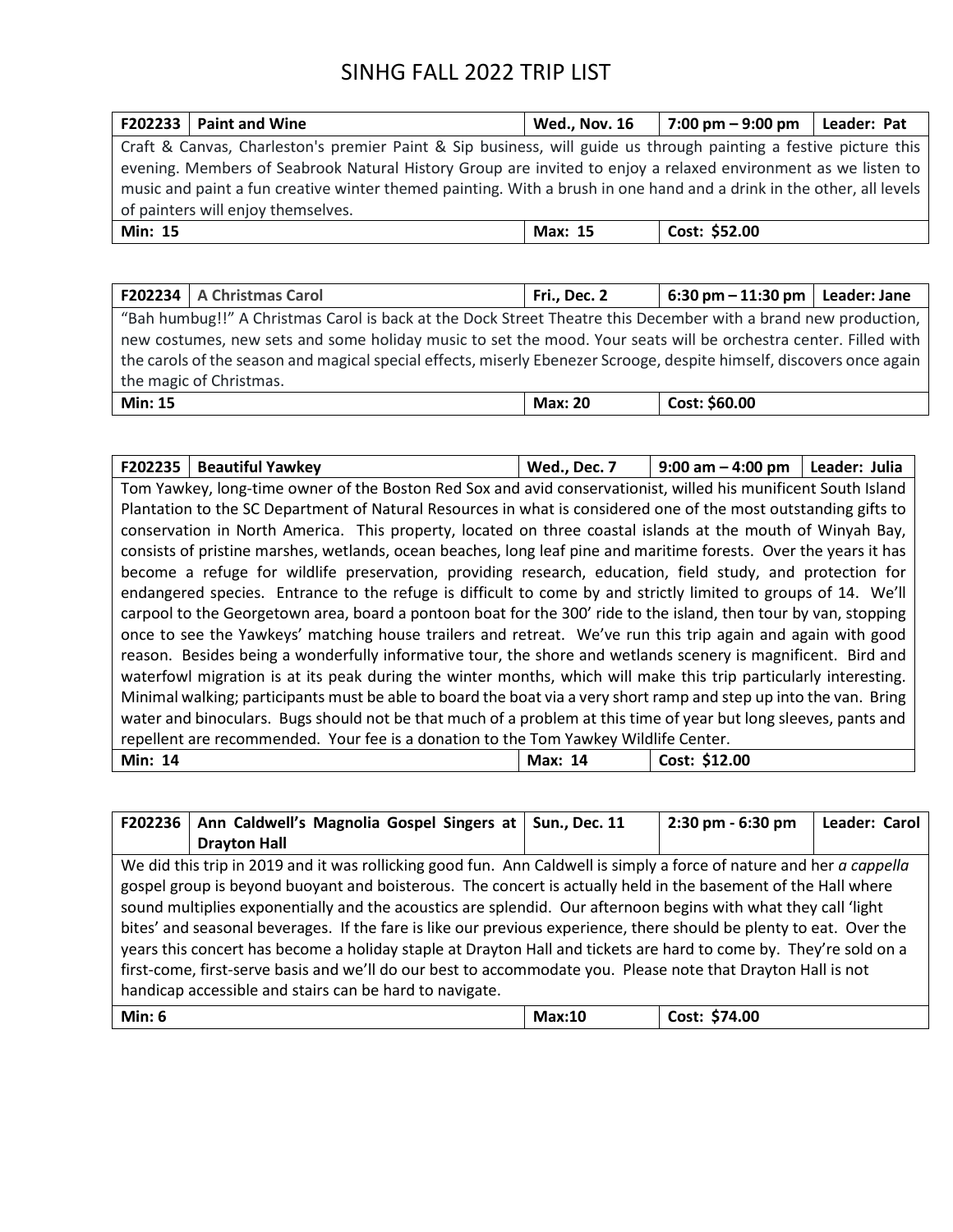# SINHG FALL 2022 TRIP LIST

| F202233 | Paint and Wine | Wed., Nov. 16 | 7:00 pm – 9:00 pm | Leader: Pat |
|---|---|---|---|---|
| Craft & Canvas, Charleston's premier Paint & Sip business, will guide us through painting a festive picture this evening. Members of Seabrook Natural History Group are invited to enjoy a relaxed environment as we listen to music and paint a fun creative winter themed painting. With a brush in one hand and a drink in the other, all levels of painters will enjoy themselves. | | | | |
| **Min: 15** | | **Max: 15** | **Cost: $52.00** | |

| F202234 | A Christmas Carol | Fri., Dec. 2 | 6:30 pm – 11:30 pm | Leader: Jane |
|---|---|---|---|---|
| "Bah humbug!!" A Christmas Carol is back at the Dock Street Theatre this December with a brand new production, new costumes, new sets and some holiday music to set the mood. Your seats will be orchestra center. Filled with the carols of the season and magical special effects, miserly Ebenezer Scrooge, despite himself, discovers once again the magic of Christmas. | | | | |
| **Min: 15** | | **Max: 20** | **Cost: $60.00** | |

| F202235 | Beautiful Yawkey | Wed., Dec. 7 | 9:00 am – 4:00 pm | Leader: Julia |
|---|---|---|---|---|
| Tom Yawkey, long-time owner of the Boston Red Sox and avid conservationist, willed his munificent South Island Plantation to the SC Department of Natural Resources in what is considered one of the most outstanding gifts to conservation in North America. This property, located on three coastal islands at the mouth of Winyah Bay, consists of pristine marshes, wetlands, ocean beaches, long leaf pine and maritime forests. Over the years it has become a refuge for wildlife preservation, providing research, education, field study, and protection for endangered species. Entrance to the refuge is difficult to come by and strictly limited to groups of 14. We'll carpool to the Georgetown area, board a pontoon boat for the 300' ride to the island, then tour by van, stopping once to see the Yawkeys' matching house trailers and retreat. We've run this trip again and again with good reason. Besides being a wonderfully informative tour, the shore and wetlands scenery is magnificent. Bird and waterfowl migration is at its peak during the winter months, which will make this trip particularly interesting. Minimal walking; participants must be able to board the boat via a very short ramp and step up into the van. Bring water and binoculars. Bugs should not be that much of a problem at this time of year but long sleeves, pants and repellent are recommended. Your fee is a donation to the Tom Yawkey Wildlife Center. | | | | |
| **Min: 14** | | **Max: 14** | **Cost: $12.00** | |

| F202236 | Ann Caldwell's Magnolia Gospel Singers at Drayton Hall | Sun., Dec. 11 | 2:30 pm - 6:30 pm | Leader: Carol |
|---|---|---|---|---|
| We did this trip in 2019 and it was rollicking good fun. Ann Caldwell is simply a force of nature and her *a cappella* gospel group is beyond buoyant and boisterous. The concert is actually held in the basement of the Hall where sound multiplies exponentially and the acoustics are splendid. Our afternoon begins with what they call 'light bites' and seasonal beverages. If the fare is like our previous experience, there should be plenty to eat. Over the years this concert has become a holiday staple at Drayton Hall and tickets are hard to come by. They're sold on a first-come, first-serve basis and we'll do our best to accommodate you. Please note that Drayton Hall is not handicap accessible and stairs can be hard to navigate. | | | | |
| **Min: 6** | | **Max:10** | **Cost: $74.00** | |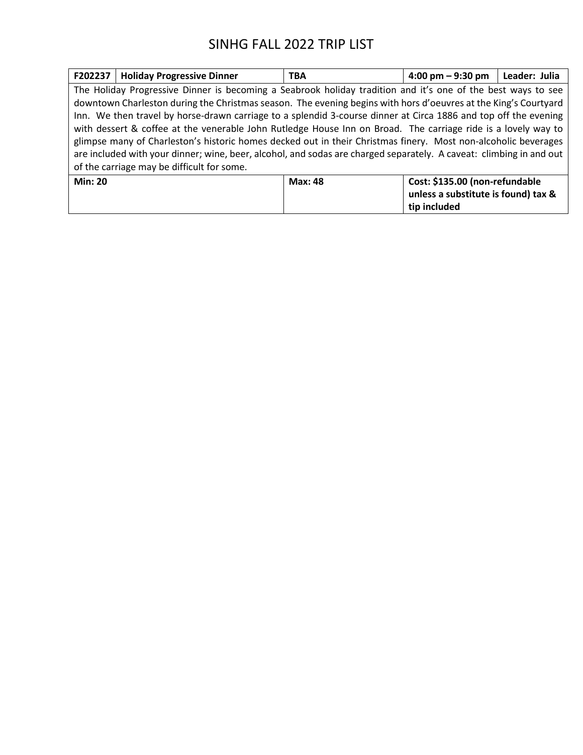# SINHG FALL 2022 TRIP LIST

| | | | | |
|---|---|---|---|---|
| **F202237** | **Holiday Progressive Dinner** | **TBA** | **4:00 pm – 9:30 pm** | **Leader: Julia** |
| The Holiday Progressive Dinner is becoming a Seabrook holiday tradition and it's one of the best ways to see downtown Charleston during the Christmas season. The evening begins with hors d'oeuvres at the King's Courtyard Inn. We then travel by horse-drawn carriage to a splendid 3-course dinner at Circa 1886 and top off the evening with dessert & coffee at the venerable John Rutledge House Inn on Broad. The carriage ride is a lovely way to glimpse many of Charleston's historic homes decked out in their Christmas finery. Most non-alcoholic beverages are included with your dinner; wine, beer, alcohol, and sodas are charged separately. A caveat: climbing in and out of the carriage may be difficult for some. | | | | |
| **Min: 20** | | **Max: 48** | **Cost: $135.00 (non-refundable unless a substitute is found) tax & tip included** | |